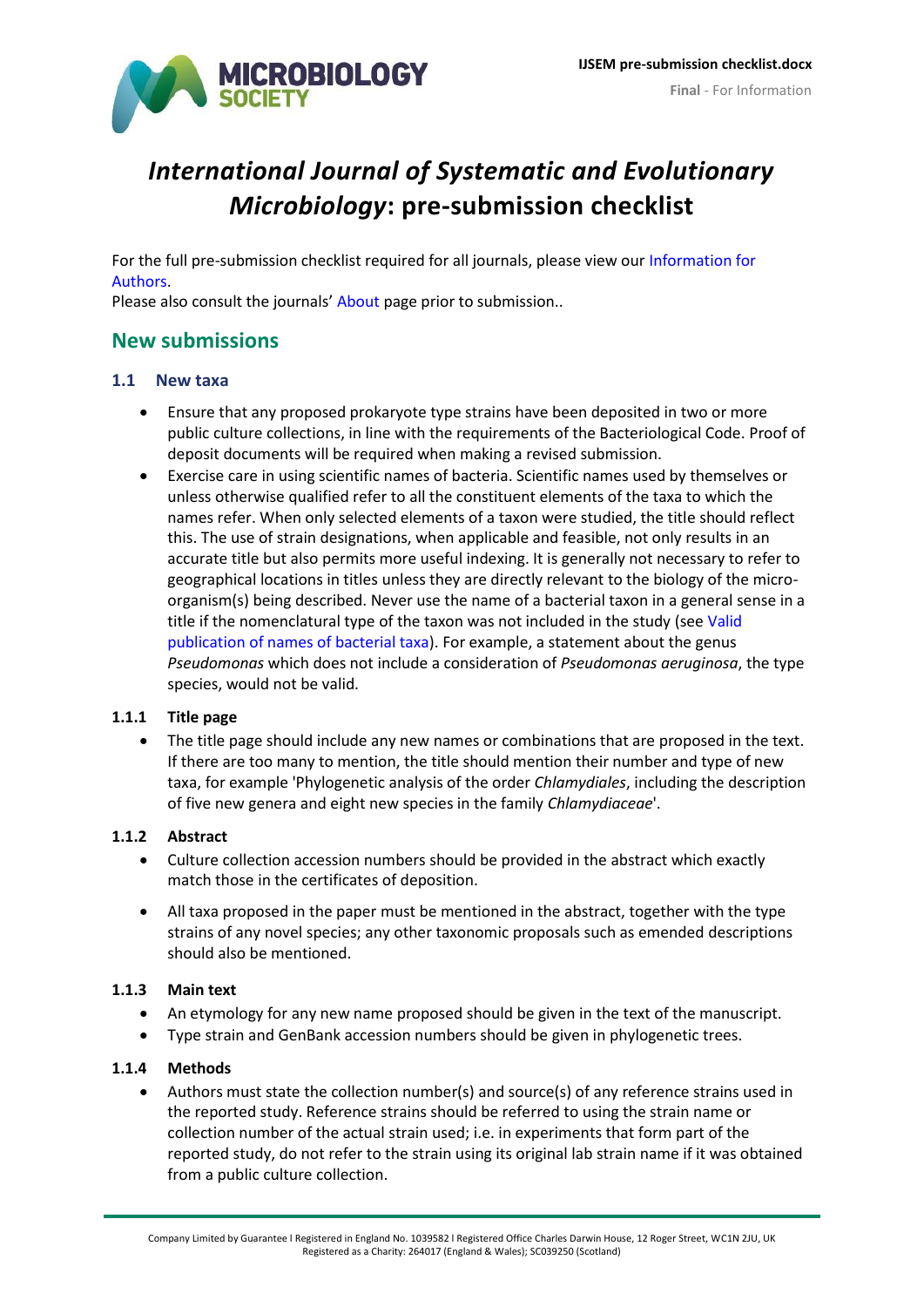# *International Journal of Systematic and Evolutionary Microbiology*: pre-submission checklist

For the full pre-submission checklist required for all journals, please view our Information for Authors.
Please also consult the journals' About page prior to submission..

## New submissions

### 1.1 New taxa

- Ensure that any proposed prokaryote type strains have been deposited in two or more public culture collections, in line with the requirements of the Bacteriological Code. Proof of deposit documents will be required when making a revised submission.
- Exercise care in using scientific names of bacteria. Scientific names used by themselves or unless otherwise qualified refer to all the constituent elements of the taxa to which the names refer. When only selected elements of a taxon were studied, the title should reflect this. The use of strain designations, when applicable and feasible, not only results in an accurate title but also permits more useful indexing. It is generally not necessary to refer to geographical locations in titles unless they are directly relevant to the biology of the micro-organism(s) being described. Never use the name of a bacterial taxon in a general sense in a title if the nomenclatural type of the taxon was not included in the study (see Valid publication of names of bacterial taxa). For example, a statement about the genus *Pseudomonas* which does not include a consideration of *Pseudomonas aeruginosa*, the type species, would not be valid.

#### 1.1.1 Title page

- The title page should include any new names or combinations that are proposed in the text. If there are too many to mention, the title should mention their number and type of new taxa, for example 'Phylogenetic analysis of the order *Chlamydiales*, including the description of five new genera and eight new species in the family *Chlamydiaceae*'.

#### 1.1.2 Abstract

- Culture collection accession numbers should be provided in the abstract which exactly match those in the certificates of deposition.
- All taxa proposed in the paper must be mentioned in the abstract, together with the type strains of any novel species; any other taxonomic proposals such as emended descriptions should also be mentioned.

#### 1.1.3 Main text

- An etymology for any new name proposed should be given in the text of the manuscript.
- Type strain and GenBank accession numbers should be given in phylogenetic trees.

#### 1.1.4 Methods

- Authors must state the collection number(s) and source(s) of any reference strains used in the reported study. Reference strains should be referred to using the strain name or collection number of the actual strain used; i.e. in experiments that form part of the reported study, do not refer to the strain using its original lab strain name if it was obtained from a public culture collection.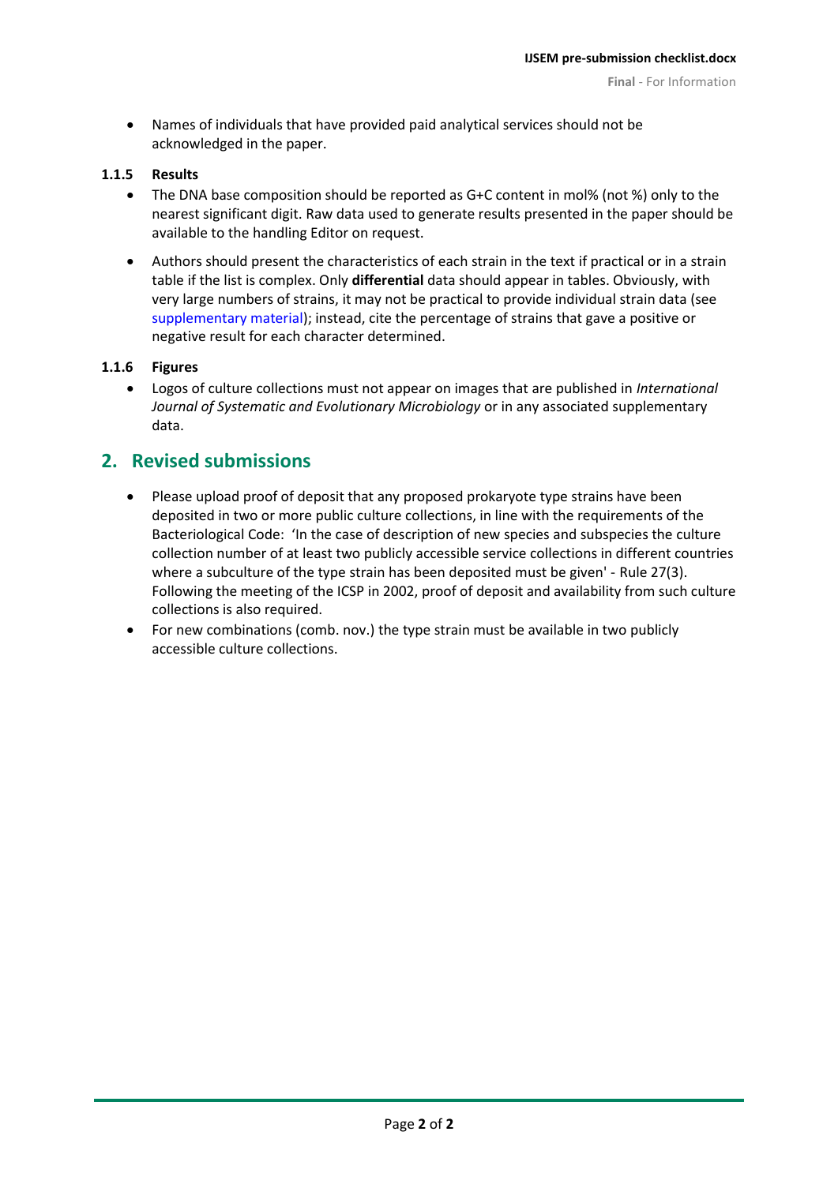- Names of individuals that have provided paid analytical services should not be acknowledged in the paper.

### 1.1.5 Results

- The DNA base composition should be reported as G+C content in mol% (not %) only to the nearest significant digit. Raw data used to generate results presented in the paper should be available to the handling Editor on request.

- Authors should present the characteristics of each strain in the text if practical or in a strain table if the list is complex. Only **differential** data should appear in tables. Obviously, with very large numbers of strains, it may not be practical to provide individual strain data (see supplementary material); instead, cite the percentage of strains that gave a positive or negative result for each character determined.

### 1.1.6 Figures

- Logos of culture collections must not appear on images that are published in *International Journal of Systematic and Evolutionary Microbiology* or in any associated supplementary data.

## 2. Revised submissions

- Please upload proof of deposit that any proposed prokaryote type strains have been deposited in two or more public culture collections, in line with the requirements of the Bacteriological Code: 'In the case of description of new species and subspecies the culture collection number of at least two publicly accessible service collections in different countries where a subculture of the type strain has been deposited must be given' - Rule 27(3). Following the meeting of the ICSP in 2002, proof of deposit and availability from such culture collections is also required.
- For new combinations (comb. nov.) the type strain must be available in two publicly accessible culture collections.